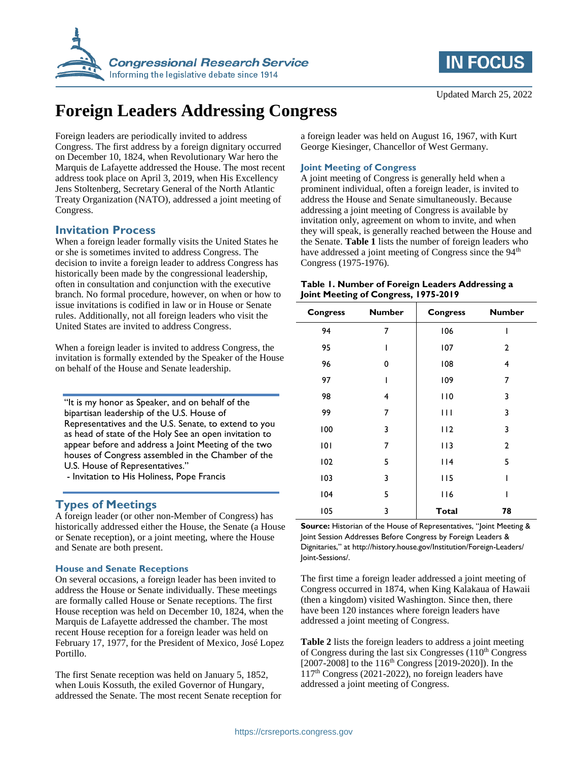Updated March 25, 2022

# Foreign Leaders Addressing Congress

Foreign leaders are periodically invited to address Congress. The first address by a foreign dignitary occurred on December 10, 1824, when Revolutionary War hero the Marquis de Lafayette addressed the House. The most recent address took place on April 3, 2019, when His Excellency Jens Stoltenberg, Secretary General of the North Atlantic Treaty Organization (NATO), addressed a joint meeting of Congress.

## Invitation Process

When a foreign leader formally visits the United States he or she is sometimes invited to address Congress. The decision to invite a foreign leader to address Congress has historically been made by the congressional leadership, often in consultation and conjunction with the executive branch. No formal procedure, however, on when or how to issue invitations is codified in law or in House or Senate rules. Additionally, not all foreign leaders who visit the United States are invited to address Congress.

When a foreign leader is invited to address Congress, the invitation is formally extended by the Speaker of the House on behalf of the House and Senate leadership.

> "It is my honor as Speaker, and on behalf of the bipartisan leadership of the U.S. House of Representatives and the U.S. Senate, to extend to you as head of state of the Holy See an open invitation to appear before and address a Joint Meeting of the two houses of Congress assembled in the Chamber of the U.S. House of Representatives."
> - Invitation to His Holiness, Pope Francis

## Types of Meetings

A foreign leader (or other non-Member of Congress) has historically addressed either the House, the Senate (a House or Senate reception), or a joint meeting, where the House and Senate are both present.

### House and Senate Receptions

On several occasions, a foreign leader has been invited to address the House or Senate individually. These meetings are formally called House or Senate receptions. The first House reception was held on December 10, 1824, when the Marquis de Lafayette addressed the chamber. The most recent House reception for a foreign leader was held on February 17, 1977, for the President of Mexico, José Lopez Portillo.

The first Senate reception was held on January 5, 1852, when Louis Kossuth, the exiled Governor of Hungary, addressed the Senate. The most recent Senate reception for a foreign leader was held on August 16, 1967, with Kurt George Kiesinger, Chancellor of West Germany.

### Joint Meeting of Congress

A joint meeting of Congress is generally held when a prominent individual, often a foreign leader, is invited to address the House and Senate simultaneously. Because addressing a joint meeting of Congress is available by invitation only, agreement on whom to invite, and when they will speak, is generally reached between the House and the Senate. **Table 1** lists the number of foreign leaders who have addressed a joint meeting of Congress since the 94th Congress (1975-1976).

**Table 1. Number of Foreign Leaders Addressing a Joint Meeting of Congress, 1975-2019**

| Congress | Number | Congress | Number |
|---|---|---|---|
| 94 | 7 | 106 | 1 |
| 95 | 1 | 107 | 2 |
| 96 | 0 | 108 | 4 |
| 97 | 1 | 109 | 7 |
| 98 | 4 | 110 | 3 |
| 99 | 7 | 111 | 3 |
| 100 | 3 | 112 | 3 |
| 101 | 7 | 113 | 2 |
| 102 | 5 | 114 | 5 |
| 103 | 3 | 115 | 1 |
| 104 | 5 | 116 | 1 |
| 105 | 3 | **Total** | **78** |

**Source:** Historian of the House of Representatives, "Joint Meeting & Joint Session Addresses Before Congress by Foreign Leaders & Dignitaries," at http://history.house.gov/Institution/Foreign-Leaders/Joint-Sessions/.

The first time a foreign leader addressed a joint meeting of Congress occurred in 1874, when King Kalakaua of Hawaii (then a kingdom) visited Washington. Since then, there have been 120 instances where foreign leaders have addressed a joint meeting of Congress.

**Table 2** lists the foreign leaders to address a joint meeting of Congress during the last six Congresses (110th Congress [2007-2008] to the 116th Congress [2019-2020]). In the 117th Congress (2021-2022), no foreign leaders have addressed a joint meeting of Congress.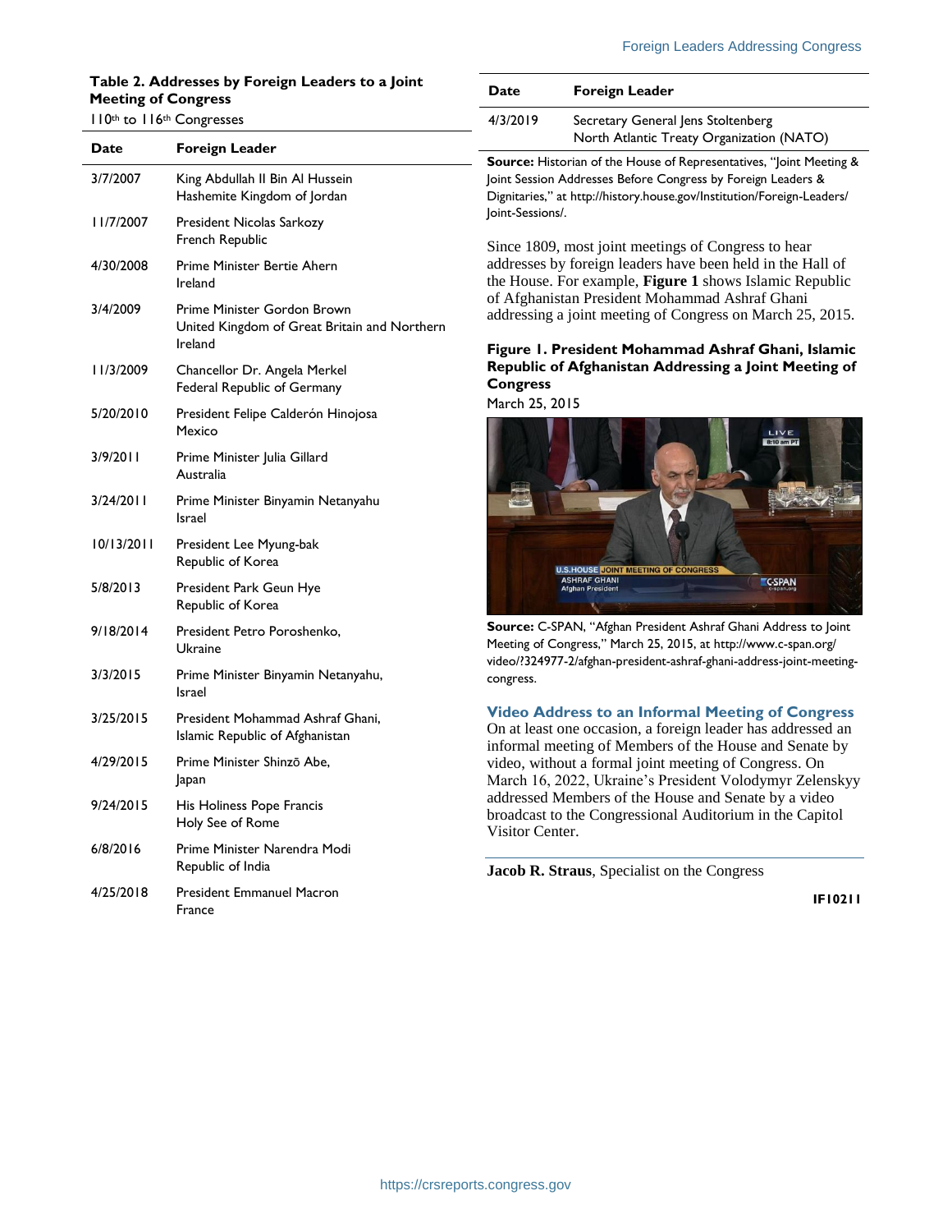**Table 2. Addresses by Foreign Leaders to a Joint Meeting of Congress**

110th to 116th Congresses

| Date | Foreign Leader |
| --- | --- |
| 3/7/2007 | King Abdullah II Bin Al Hussein<br>Hashemite Kingdom of Jordan |
| 11/7/2007 | President Nicolas Sarkozy<br>French Republic |
| 4/30/2008 | Prime Minister Bertie Ahern<br>Ireland |
| 3/4/2009 | Prime Minister Gordon Brown<br>United Kingdom of Great Britain and Northern Ireland |
| 11/3/2009 | Chancellor Dr. Angela Merkel<br>Federal Republic of Germany |
| 5/20/2010 | President Felipe Calderón Hinojosa<br>Mexico |
| 3/9/2011 | Prime Minister Julia Gillard<br>Australia |
| 3/24/2011 | Prime Minister Binyamin Netanyahu<br>Israel |
| 10/13/2011 | President Lee Myung-bak<br>Republic of Korea |
| 5/8/2013 | President Park Geun Hye<br>Republic of Korea |
| 9/18/2014 | President Petro Poroshenko,<br>Ukraine |
| 3/3/2015 | Prime Minister Binyamin Netanyahu,<br>Israel |
| 3/25/2015 | President Mohammad Ashraf Ghani,<br>Islamic Republic of Afghanistan |
| 4/29/2015 | Prime Minister Shinzō Abe,<br>Japan |
| 9/24/2015 | His Holiness Pope Francis<br>Holy See of Rome |
| 6/8/2016 | Prime Minister Narendra Modi<br>Republic of India |
| 4/25/2018 | President Emmanuel Macron<br>France |
| 4/3/2019 | Secretary General Jens Stoltenberg<br>North Atlantic Treaty Organization (NATO) |

**Source:** Historian of the House of Representatives, "Joint Meeting & Joint Session Addresses Before Congress by Foreign Leaders & Dignitaries," at http://history.house.gov/Institution/Foreign-Leaders/Joint-Sessions/.

Since 1809, most joint meetings of Congress to hear addresses by foreign leaders have been held in the Hall of the House. For example, **Figure 1** shows Islamic Republic of Afghanistan President Mohammad Ashraf Ghani addressing a joint meeting of Congress on March 25, 2015.

**Figure 1. President Mohammad Ashraf Ghani, Islamic Republic of Afghanistan Addressing a Joint Meeting of Congress**

March 25, 2015

**Source:** C-SPAN, "Afghan President Ashraf Ghani Address to Joint Meeting of Congress," March 25, 2015, at http://www.c-span.org/video/?324977-2/afghan-president-ashraf-ghani-address-joint-meeting-congress.

## Video Address to an Informal Meeting of Congress

On at least one occasion, a foreign leader has addressed an informal meeting of Members of the House and Senate by video, without a formal joint meeting of Congress. On March 16, 2022, Ukraine's President Volodymyr Zelenskyy addressed Members of the House and Senate by a video broadcast to the Congressional Auditorium in the Capitol Visitor Center.

**Jacob R. Straus**, Specialist on the Congress

**IF10211**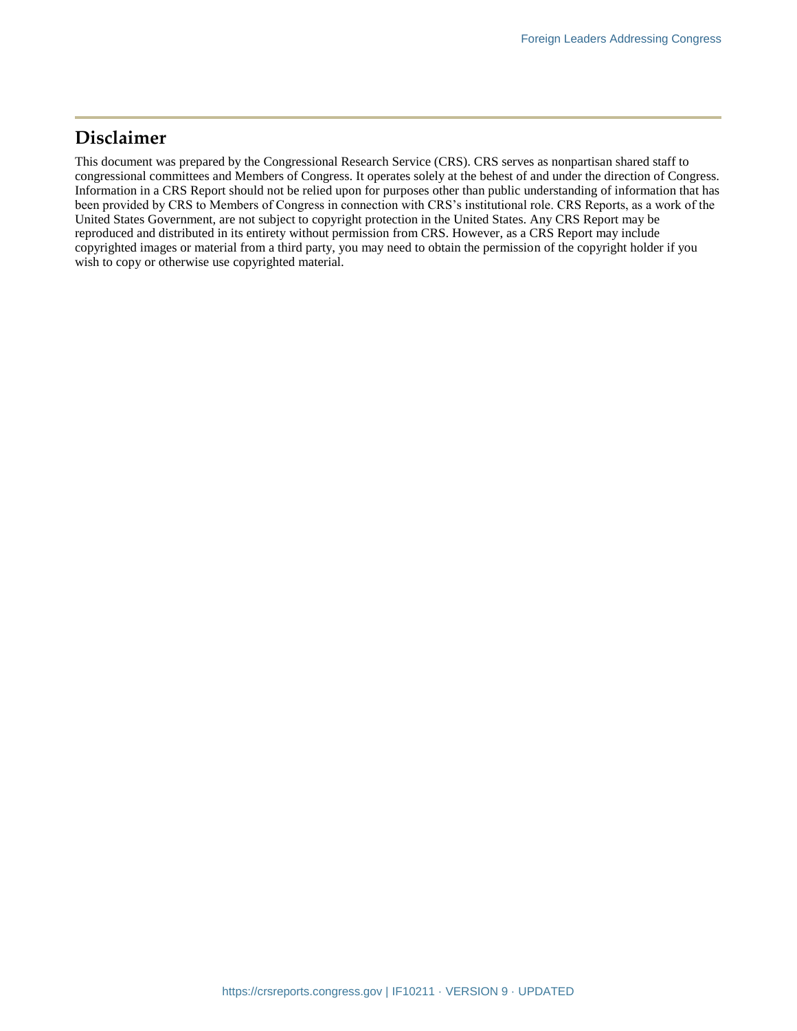## Disclaimer

This document was prepared by the Congressional Research Service (CRS). CRS serves as nonpartisan shared staff to congressional committees and Members of Congress. It operates solely at the behest of and under the direction of Congress. Information in a CRS Report should not be relied upon for purposes other than public understanding of information that has been provided by CRS to Members of Congress in connection with CRS's institutional role. CRS Reports, as a work of the United States Government, are not subject to copyright protection in the United States. Any CRS Report may be reproduced and distributed in its entirety without permission from CRS. However, as a CRS Report may include copyrighted images or material from a third party, you may need to obtain the permission of the copyright holder if you wish to copy or otherwise use copyrighted material.